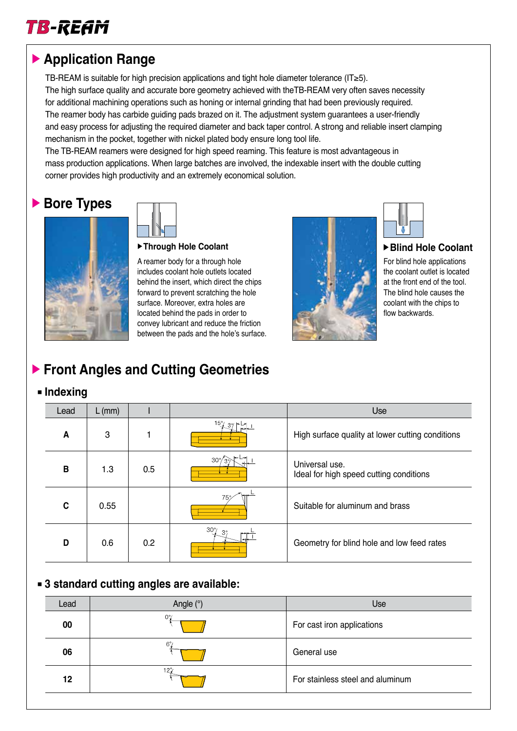# TB-REAM

## Application Range

TB-REAM is suitable for high precision applications and tight hole diameter tolerance (IT≥5).
The high surface quality and accurate bore geometry achieved with theTB-REAM very often saves necessity for additional machining operations such as honing or internal grinding that had been previously required.
The reamer body has carbide guiding pads brazed on it. The adjustment system guarantees a user-friendly and easy process for adjusting the required diameter and back taper control. A strong and reliable insert clamping mechanism in the pocket, together with nickel plated body ensure long tool life.
The TB-REAM reamers were designed for high speed reaming. This feature is most advantageous in mass production applications. When large batches are involved, the indexable insert with the double cutting corner provides high productivity and an extremely economical solution.

## Bore Types

### Through Hole Coolant

A reamer body for a through hole includes coolant hole outlets located behind the insert, which direct the chips forward to prevent scratching the hole surface. Moreover, extra holes are located behind the pads in order to convey lubricant and reduce the friction between the pads and the hole's surface.

### Blind Hole Coolant

For blind hole applications the coolant outlet is located at the front end of the tool. The blind hole causes the coolant with the chips to flow backwards.

## Front Angles and Cutting Geometries

### Indexing

| Lead | L (mm) | l | | Use |
|---|---|---|---|---|
| A | 3 | 1 | 15°, 3° | High surface quality at lower cutting conditions |
| B | 1.3 | 0.5 | 30°, 3° | Universal use.<br>Ideal for high speed cutting conditions |
| C | 0.55 | | 75° | Suitable for aluminum and brass |
| D | 0.6 | 0.2 | 30°, 3° | Geometry for blind hole and low feed rates |

### 3 standard cutting angles are available:

| Lead | Angle (°) | Use |
|---|---|---|
| 00 | 0° | For cast iron applications |
| 06 | 6° | General use |
| 12 | 12° | For stainless steel and aluminum |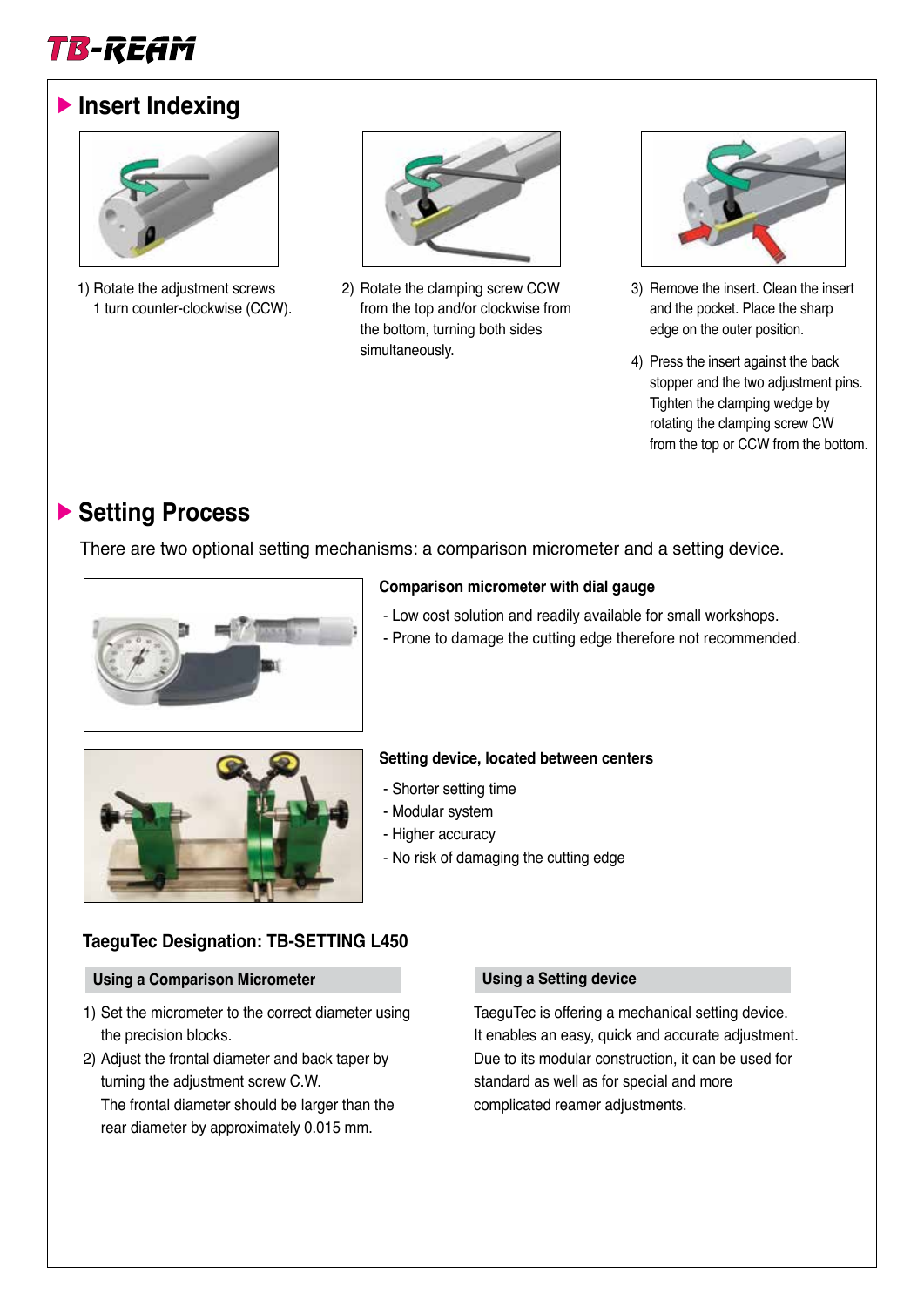# TB-REAM

## Insert Indexing

1) Rotate the adjustment screws 1 turn counter-clockwise (CCW).

2) Rotate the clamping screw CCW from the top and/or clockwise from the bottom, turning both sides simultaneously.

3) Remove the insert. Clean the insert and the pocket. Place the sharp edge on the outer position.

4) Press the insert against the back stopper and the two adjustment pins. Tighten the clamping wedge by rotating the clamping screw CW from the top or CCW from the bottom.

## Setting Process

There are two optional setting mechanisms: a comparison micrometer and a setting device.

**Comparison micrometer with dial gauge**

- Low cost solution and readily available for small workshops.
- Prone to damage the cutting edge therefore not recommended.

**Setting device, located between centers**

- Shorter setting time
- Modular system
- Higher accuracy
- No risk of damaging the cutting edge

**TaeguTec Designation: TB-SETTING L450**

### Using a Comparison Micrometer

1) Set the micrometer to the correct diameter using the precision blocks.
2) Adjust the frontal diameter and back taper by turning the adjustment screw C.W.
   The frontal diameter should be larger than the rear diameter by approximately 0.015 mm.

### Using a Setting device

TaeguTec is offering a mechanical setting device. It enables an easy, quick and accurate adjustment. Due to its modular construction, it can be used for standard as well as for special and more complicated reamer adjustments.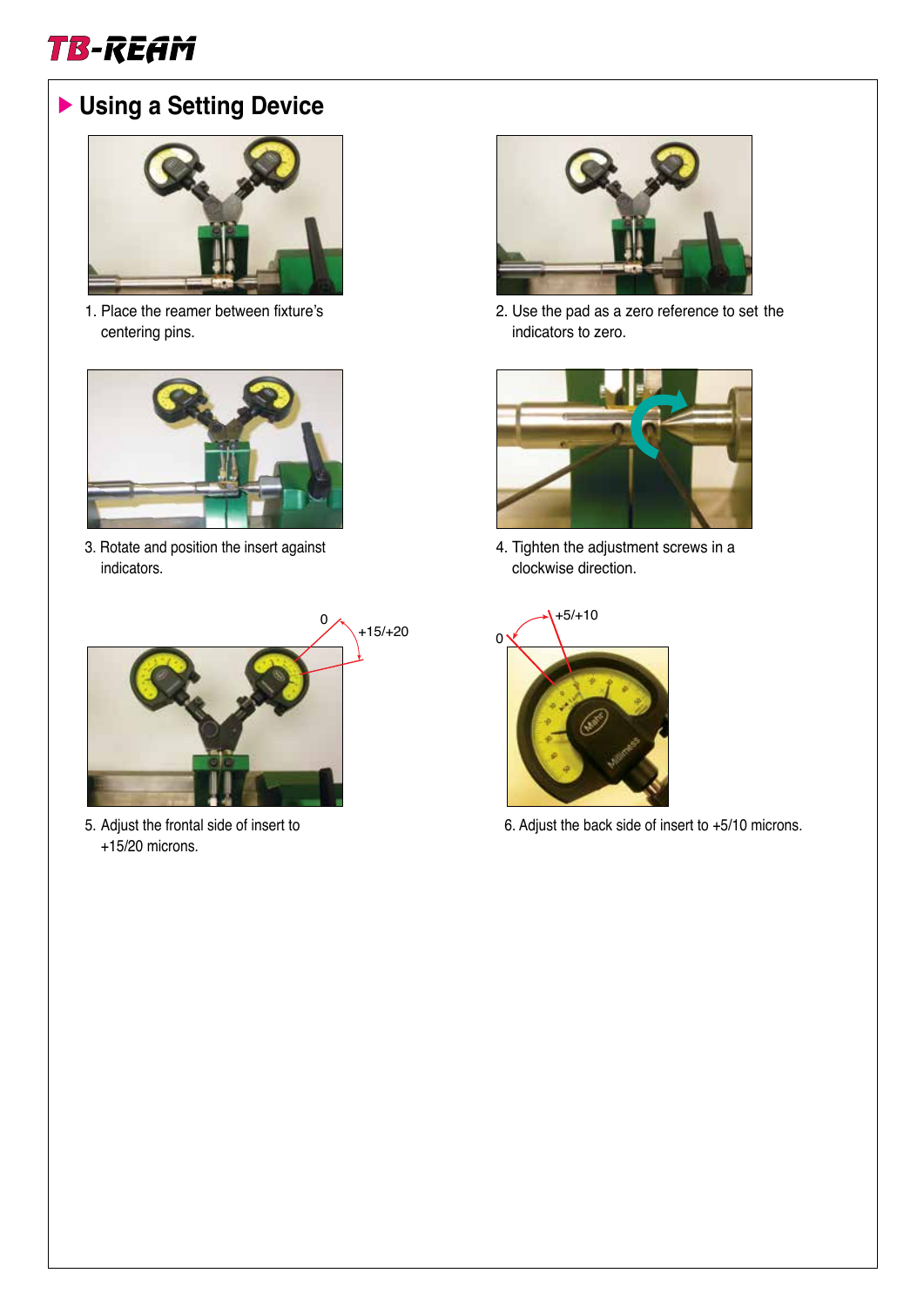## Using a Setting Device

1. Place the reamer between fixture's centering pins.

2. Use the pad as a zero reference to set the indicators to zero.

3. Rotate and position the insert against indicators.

4. Tighten the adjustment screws in a clockwise direction.

0

+15/+20

5. Adjust the frontal side of insert to +15/20 microns.

+5/+10

0

6. Adjust the back side of insert to +5/10 microns.